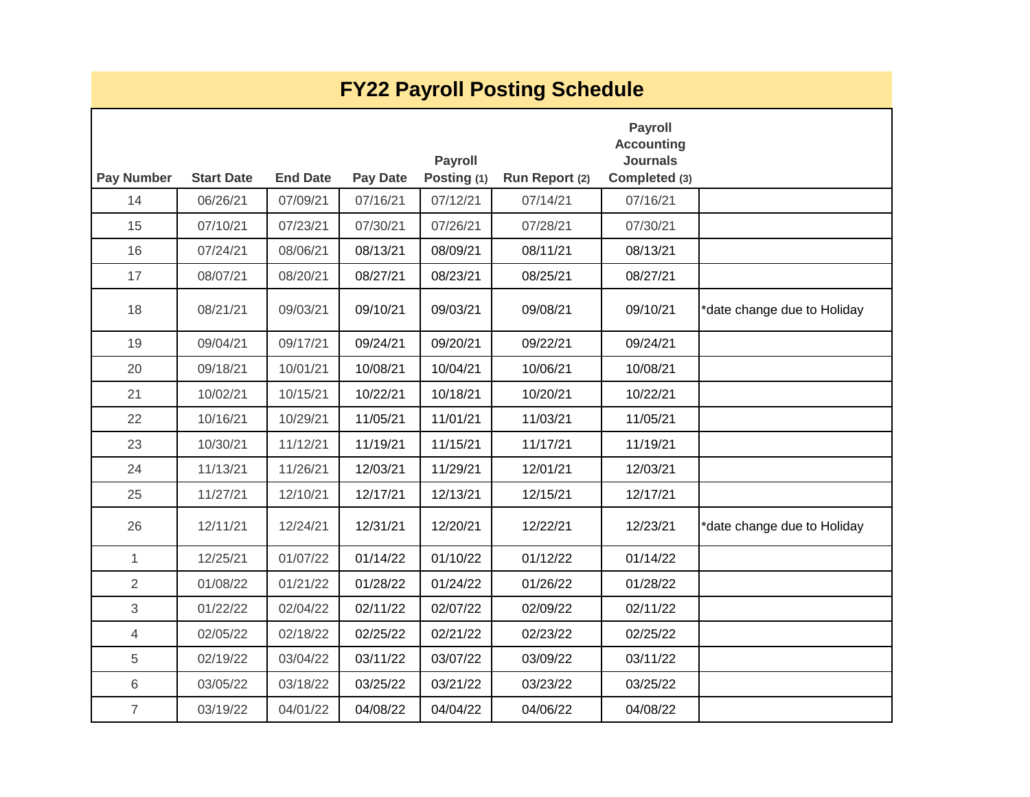# FY22 Payroll Posting Schedule

| Pay Number | Start Date | End Date | Pay Date | Payroll Posting (1) | Run Report (2) | Payroll Accounting Journals Completed (3) | |
|---|---|---|---|---|---|---|---|
| 14 | 06/26/21 | 07/09/21 | 07/16/21 | 07/12/21 | 07/14/21 | 07/16/21 | |
| 15 | 07/10/21 | 07/23/21 | 07/30/21 | 07/26/21 | 07/28/21 | 07/30/21 | |
| 16 | 07/24/21 | 08/06/21 | 08/13/21 | 08/09/21 | 08/11/21 | 08/13/21 | |
| 17 | 08/07/21 | 08/20/21 | 08/27/21 | 08/23/21 | 08/25/21 | 08/27/21 | |
| 18 | 08/21/21 | 09/03/21 | 09/10/21 | 09/03/21 | 09/08/21 | 09/10/21 | *date change due to Holiday |
| 19 | 09/04/21 | 09/17/21 | 09/24/21 | 09/20/21 | 09/22/21 | 09/24/21 | |
| 20 | 09/18/21 | 10/01/21 | 10/08/21 | 10/04/21 | 10/06/21 | 10/08/21 | |
| 21 | 10/02/21 | 10/15/21 | 10/22/21 | 10/18/21 | 10/20/21 | 10/22/21 | |
| 22 | 10/16/21 | 10/29/21 | 11/05/21 | 11/01/21 | 11/03/21 | 11/05/21 | |
| 23 | 10/30/21 | 11/12/21 | 11/19/21 | 11/15/21 | 11/17/21 | 11/19/21 | |
| 24 | 11/13/21 | 11/26/21 | 12/03/21 | 11/29/21 | 12/01/21 | 12/03/21 | |
| 25 | 11/27/21 | 12/10/21 | 12/17/21 | 12/13/21 | 12/15/21 | 12/17/21 | |
| 26 | 12/11/21 | 12/24/21 | 12/31/21 | 12/20/21 | 12/22/21 | 12/23/21 | *date change due to Holiday |
| 1 | 12/25/21 | 01/07/22 | 01/14/22 | 01/10/22 | 01/12/22 | 01/14/22 | |
| 2 | 01/08/22 | 01/21/22 | 01/28/22 | 01/24/22 | 01/26/22 | 01/28/22 | |
| 3 | 01/22/22 | 02/04/22 | 02/11/22 | 02/07/22 | 02/09/22 | 02/11/22 | |
| 4 | 02/05/22 | 02/18/22 | 02/25/22 | 02/21/22 | 02/23/22 | 02/25/22 | |
| 5 | 02/19/22 | 03/04/22 | 03/11/22 | 03/07/22 | 03/09/22 | 03/11/22 | |
| 6 | 03/05/22 | 03/18/22 | 03/25/22 | 03/21/22 | 03/23/22 | 03/25/22 | |
| 7 | 03/19/22 | 04/01/22 | 04/08/22 | 04/04/22 | 04/06/22 | 04/08/22 | |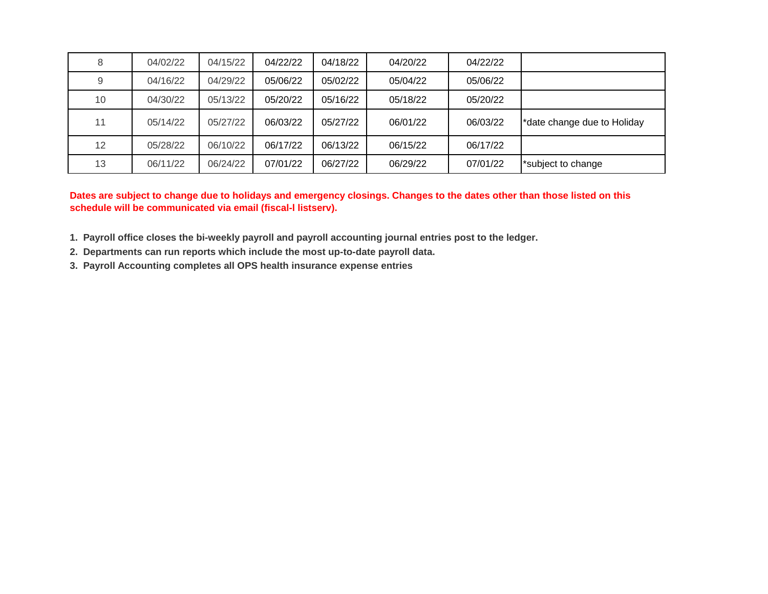| | | | | | | | |
|---|---|---|---|---|---|---|---|
| 8 | 04/02/22 | 04/15/22 | 04/22/22 | 04/18/22 | 04/20/22 | 04/22/22 | |
| 9 | 04/16/22 | 04/29/22 | 05/06/22 | 05/02/22 | 05/04/22 | 05/06/22 | |
| 10 | 04/30/22 | 05/13/22 | 05/20/22 | 05/16/22 | 05/18/22 | 05/20/22 | |
| 11 | 05/14/22 | 05/27/22 | 06/03/22 | 05/27/22 | 06/01/22 | 06/03/22 | *date change due to Holiday |
| 12 | 05/28/22 | 06/10/22 | 06/17/22 | 06/13/22 | 06/15/22 | 06/17/22 | |
| 13 | 06/11/22 | 06/24/22 | 07/01/22 | 06/27/22 | 06/29/22 | 07/01/22 | *subject to change |

**Dates are subject to change due to holidays and emergency closings. Changes to the dates other than those listed on this schedule will be communicated via email (fiscal-l listserv).**

1. **Payroll office closes the bi-weekly payroll and payroll accounting journal entries post to the ledger.**
2. **Departments can run reports which include the most up-to-date payroll data.**
3. **Payroll Accounting completes all OPS health insurance expense entries**